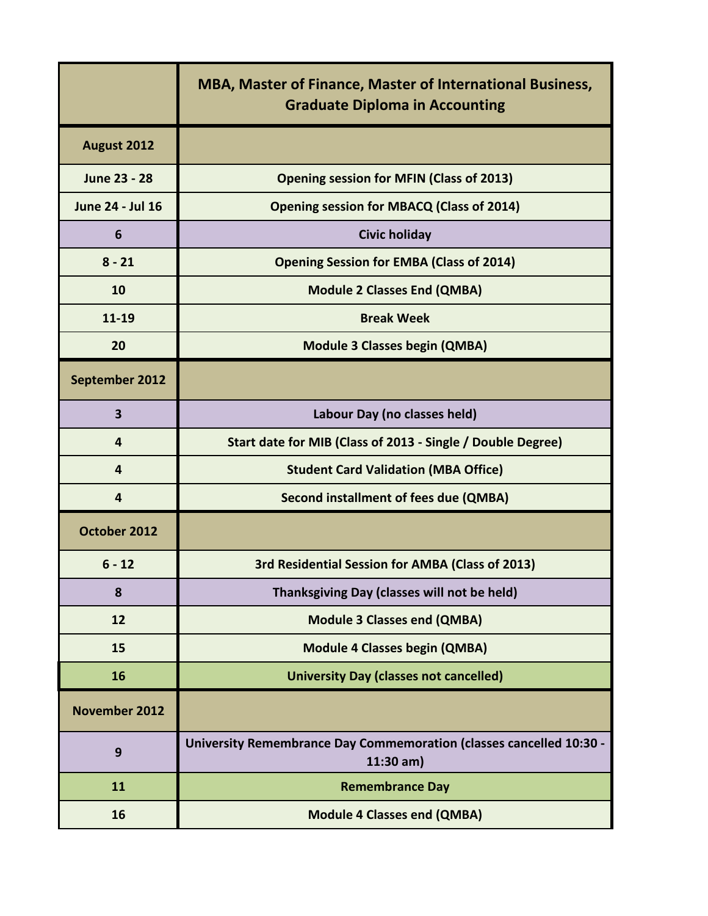| | MBA, Master of Finance, Master of International Business, Graduate Diploma in Accounting |
|---|---|
| **August 2012** | |
| June 23 - 28 | Opening session for MFIN (Class of 2013) |
| June 24 - Jul 16 | Opening session for MBACQ (Class of 2014) |
| 6 | Civic holiday |
| 8 - 21 | Opening Session for EMBA (Class of 2014) |
| 10 | Module 2 Classes End (QMBA) |
| 11-19 | Break Week |
| 20 | Module 3 Classes begin (QMBA) |
| **September 2012** | |
| 3 | Labour Day (no classes held) |
| 4 | Start date for MIB (Class of 2013 - Single / Double Degree) |
| 4 | Student Card Validation (MBA Office) |
| 4 | Second installment of fees due (QMBA) |
| **October 2012** | |
| 6 - 12 | 3rd Residential Session for AMBA (Class of 2013) |
| 8 | Thanksgiving Day (classes will not be held) |
| 12 | Module 3 Classes end (QMBA) |
| 15 | Module 4 Classes begin (QMBA) |
| 16 | University Day (classes not cancelled) |
| **November 2012** | |
| 9 | University Remembrance Day Commemoration (classes cancelled 10:30 - 11:30 am) |
| 11 | Remembrance Day |
| 16 | Module 4 Classes end (QMBA) |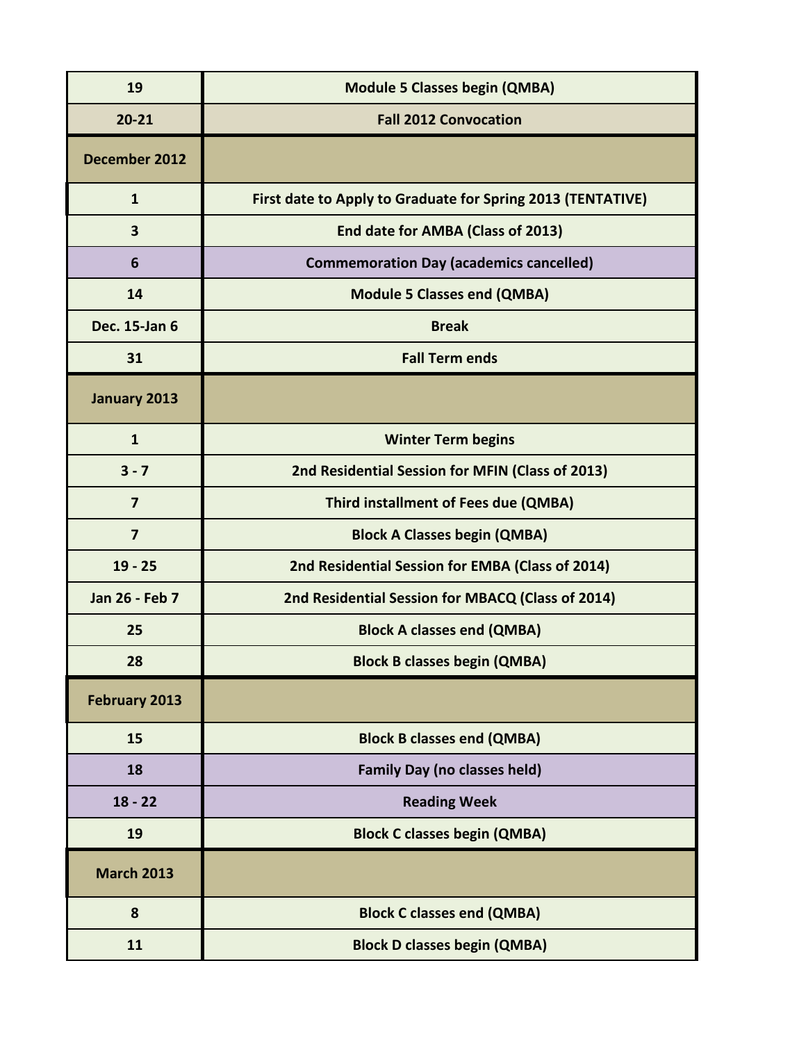| | |
|---|---|
| **19** | **Module 5 Classes begin (QMBA)** |
| **20-21** | **Fall 2012 Convocation** |
| **December 2012** | |
| **1** | **First date to Apply to Graduate for Spring 2013 (TENTATIVE)** |
| **3** | **End date for AMBA (Class of 2013)** |
| **6** | **Commemoration Day (academics cancelled)** |
| **14** | **Module 5 Classes end (QMBA)** |
| **Dec. 15-Jan 6** | **Break** |
| **31** | **Fall Term ends** |
| **January 2013** | |
| **1** | **Winter Term begins** |
| **3 - 7** | **2nd Residential Session for MFIN (Class of 2013)** |
| **7** | **Third installment of Fees due (QMBA)** |
| **7** | **Block A Classes begin (QMBA)** |
| **19 - 25** | **2nd Residential Session for EMBA (Class of 2014)** |
| **Jan 26 - Feb 7** | **2nd Residential Session for MBACQ (Class of 2014)** |
| **25** | **Block A classes end (QMBA)** |
| **28** | **Block B classes begin (QMBA)** |
| **February 2013** | |
| **15** | **Block B classes end (QMBA)** |
| **18** | **Family Day (no classes held)** |
| **18 - 22** | **Reading Week** |
| **19** | **Block C classes begin (QMBA)** |
| **March 2013** | |
| **8** | **Block C classes end (QMBA)** |
| **11** | **Block D classes begin (QMBA)** |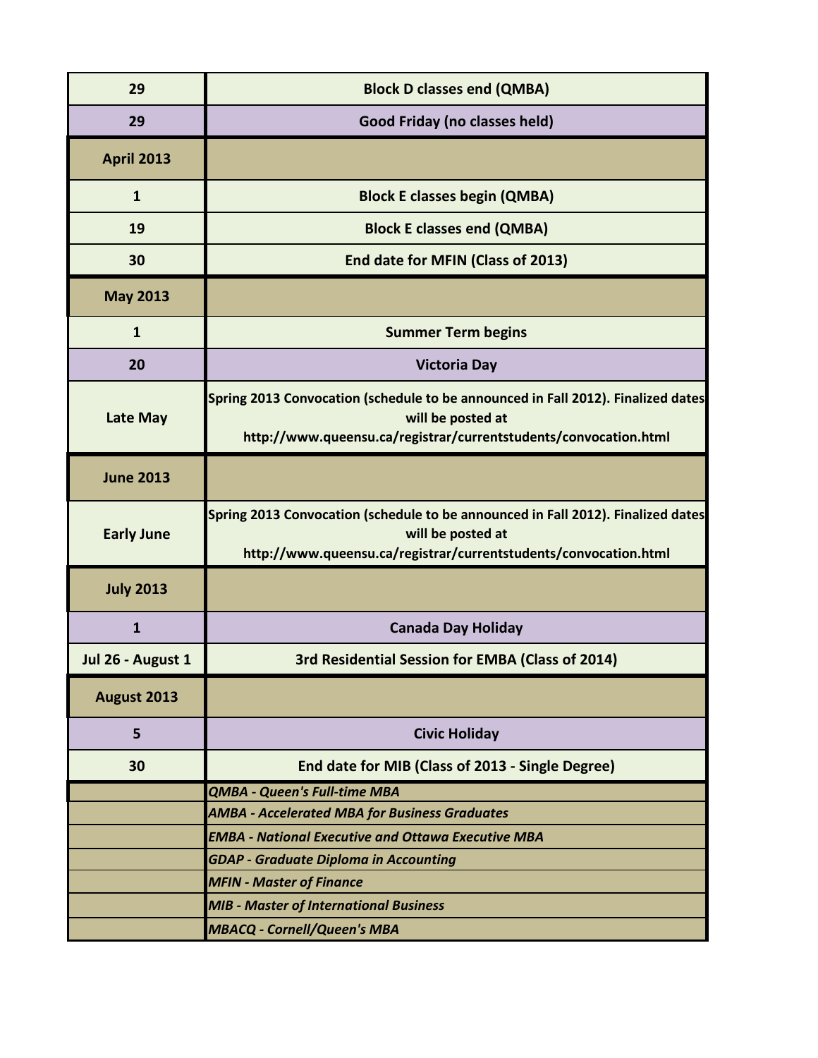| | |
|---|---|
| **29** | **Block D classes end (QMBA)** |
| **29** | **Good Friday (no classes held)** |
| **April 2013** | |
| **1** | **Block E classes begin (QMBA)** |
| **19** | **Block E classes end (QMBA)** |
| **30** | **End date for MFIN (Class of 2013)** |
| **May 2013** | |
| **1** | **Summer Term begins** |
| **20** | **Victoria Day** |
| **Late May** | **Spring 2013 Convocation (schedule to be announced in Fall 2012). Finalized dates will be posted at http://www.queensu.ca/registrar/currentstudents/convocation.html** |
| **June 2013** | |
| **Early June** | **Spring 2013 Convocation (schedule to be announced in Fall 2012). Finalized dates will be posted at http://www.queensu.ca/registrar/currentstudents/convocation.html** |
| **July 2013** | |
| **1** | **Canada Day Holiday** |
| **Jul 26 - August 1** | **3rd Residential Session for EMBA (Class of 2014)** |
| **August 2013** | |
| **5** | **Civic Holiday** |
| **30** | **End date for MIB (Class of 2013 - Single Degree)** |
| | ***QMBA - Queen's Full-time MBA*** |
| | ***AMBA - Accelerated MBA for Business Graduates*** |
| | ***EMBA - National Executive and Ottawa Executive MBA*** |
| | ***GDAP - Graduate Diploma in Accounting*** |
| | ***MFIN - Master of Finance*** |
| | ***MIB - Master of International Business*** |
| | ***MBACQ - Cornell/Queen's MBA*** |